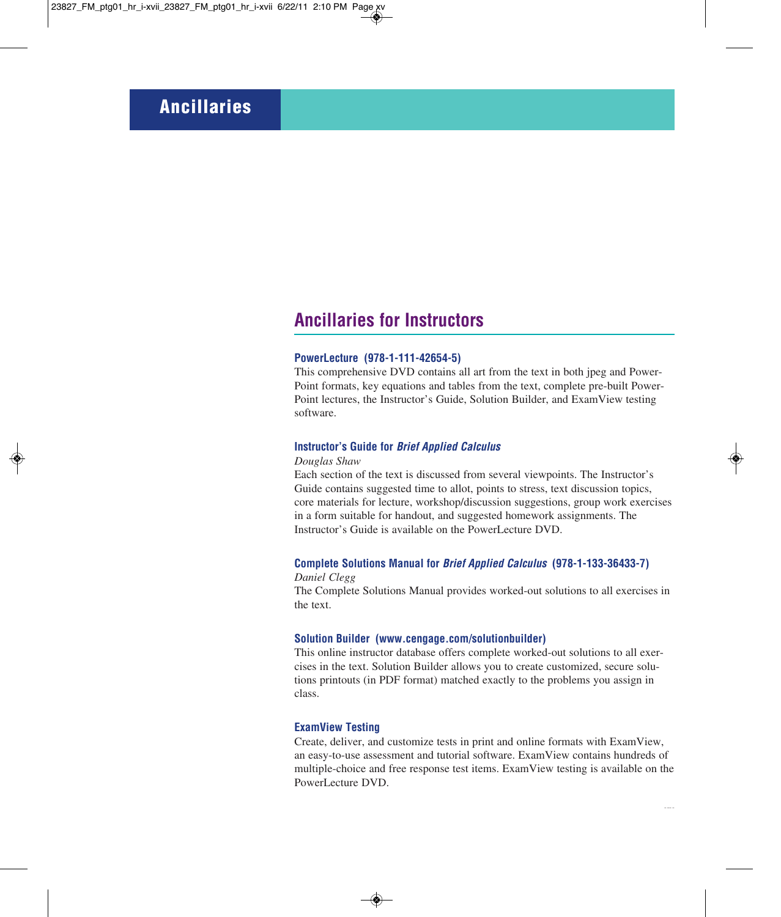# Ancillaries

## Ancillaries for Instructors

### PowerLecture (978-1-111-42654-5)

This comprehensive DVD contains all art from the text in both jpeg and PowerPoint formats, key equations and tables from the text, complete pre-built PowerPoint lectures, the Instructor's Guide, Solution Builder, and ExamView testing software.

### Instructor's Guide for *Brief Applied Calculus*

*Douglas Shaw*

Each section of the text is discussed from several viewpoints. The Instructor's Guide contains suggested time to allot, points to stress, text discussion topics, core materials for lecture, workshop/discussion suggestions, group work exercises in a form suitable for handout, and suggested homework assignments. The Instructor's Guide is available on the PowerLecture DVD.

### Complete Solutions Manual for *Brief Applied Calculus* (978-1-133-36433-7)

*Daniel Clegg*

The Complete Solutions Manual provides worked-out solutions to all exercises in the text.

### Solution Builder (www.cengage.com/solutionbuilder)

This online instructor database offers complete worked-out solutions to all exercises in the text. Solution Builder allows you to create customized, secure solutions printouts (in PDF format) matched exactly to the problems you assign in class.

### ExamView Testing

Create, deliver, and customize tests in print and online formats with ExamView, an easy-to-use assessment and tutorial software. ExamView contains hundreds of multiple-choice and free response test items. ExamView testing is available on the PowerLecture DVD.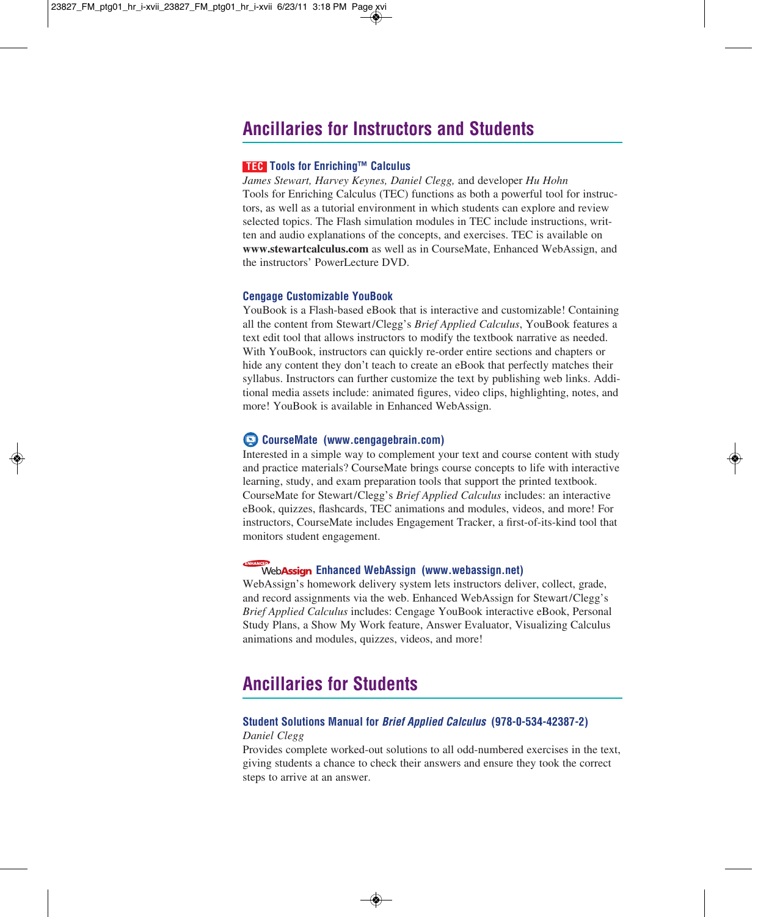## Ancillaries for Instructors and Students

### TEC Tools for Enriching™ Calculus

*James Stewart, Harvey Keynes, Daniel Clegg,* and developer *Hu Hohn*
Tools for Enriching Calculus (TEC) functions as both a powerful tool for instructors, as well as a tutorial environment in which students can explore and review selected topics. The Flash simulation modules in TEC include instructions, written and audio explanations of the concepts, and exercises. TEC is available on **www.stewartcalculus.com** as well as in CourseMate, Enhanced WebAssign, and the instructors' PowerLecture DVD.

### Cengage Customizable YouBook

YouBook is a Flash-based eBook that is interactive and customizable! Containing all the content from Stewart/Clegg's *Brief Applied Calculus*, YouBook features a text edit tool that allows instructors to modify the textbook narrative as needed. With YouBook, instructors can quickly re-order entire sections and chapters or hide any content they don't teach to create an eBook that perfectly matches their syllabus. Instructors can further customize the text by publishing web links. Additional media assets include: animated figures, video clips, highlighting, notes, and more! YouBook is available in Enhanced WebAssign.

### CourseMate (www.cengagebrain.com)

Interested in a simple way to complement your text and course content with study and practice materials? CourseMate brings course concepts to life with interactive learning, study, and exam preparation tools that support the printed textbook. CourseMate for Stewart/Clegg's *Brief Applied Calculus* includes: an interactive eBook, quizzes, flashcards, TEC animations and modules, videos, and more! For instructors, CourseMate includes Engagement Tracker, a first-of-its-kind tool that monitors student engagement.

### Enhanced WebAssign Enhanced WebAssign (www.webassign.net)

WebAssign's homework delivery system lets instructors deliver, collect, grade, and record assignments via the web. Enhanced WebAssign for Stewart/Clegg's *Brief Applied Calculus* includes: Cengage YouBook interactive eBook, Personal Study Plans, a Show My Work feature, Answer Evaluator, Visualizing Calculus animations and modules, quizzes, videos, and more!

## Ancillaries for Students

### Student Solutions Manual for *Brief Applied Calculus* (978-0-534-42387-2)

*Daniel Clegg*
Provides complete worked-out solutions to all odd-numbered exercises in the text, giving students a chance to check their answers and ensure they took the correct steps to arrive at an answer.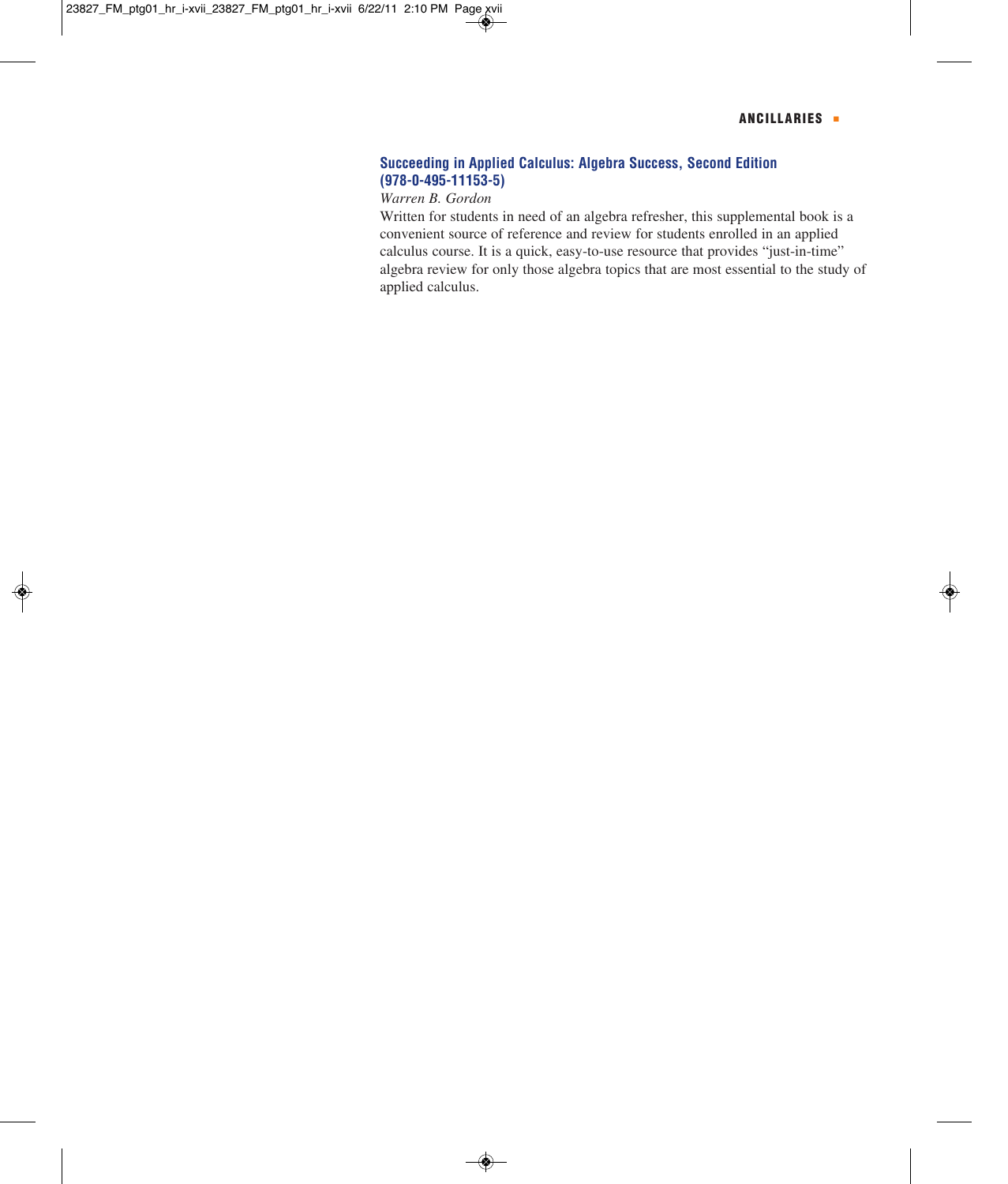### Succeeding in Applied Calculus: Algebra Success, Second Edition (978-0-495-11153-5)

*Warren B. Gordon*

Written for students in need of an algebra refresher, this supplemental book is a convenient source of reference and review for students enrolled in an applied calculus course. It is a quick, easy-to-use resource that provides "just-in-time" algebra review for only those algebra topics that are most essential to the study of applied calculus.